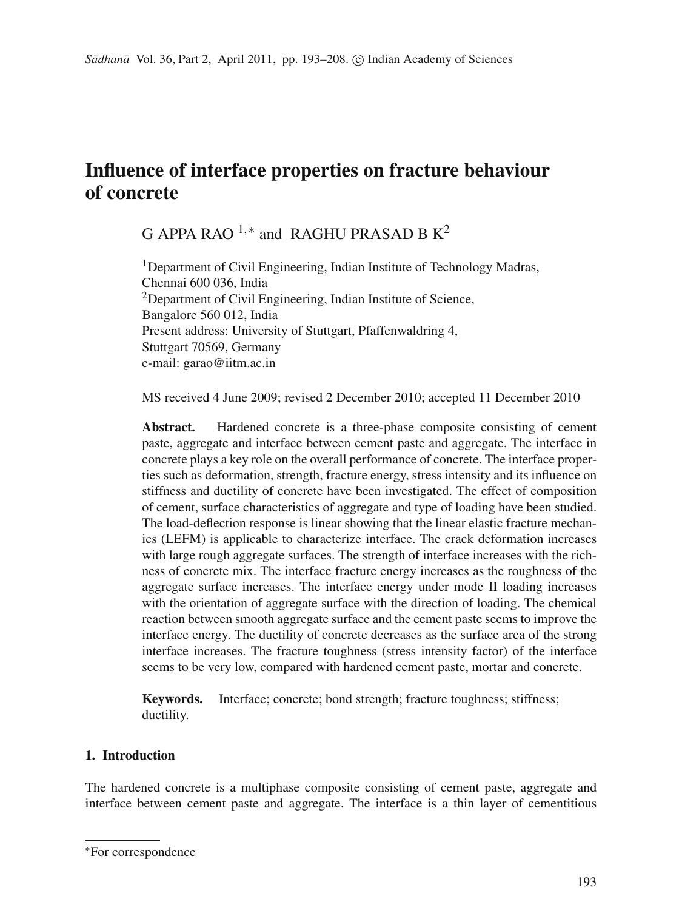# Influence of interface properties on fracture behaviour of concrete

G APPA RAO [1,*] and RAGHU PRASAD B K[2]

[1]Department of Civil Engineering, Indian Institute of Technology Madras, Chennai 600 036, India
[2]Department of Civil Engineering, Indian Institute of Science, Bangalore 560 012, India
Present address: University of Stuttgart, Pfaffenwaldring 4, Stuttgart 70569, Germany
e-mail: garao@iitm.ac.in

MS received 4 June 2009; revised 2 December 2010; accepted 11 December 2010

**Abstract.** Hardened concrete is a three-phase composite consisting of cement paste, aggregate and interface between cement paste and aggregate. The interface in concrete plays a key role on the overall performance of concrete. The interface properties such as deformation, strength, fracture energy, stress intensity and its influence on stiffness and ductility of concrete have been investigated. The effect of composition of cement, surface characteristics of aggregate and type of loading have been studied. The load-deflection response is linear showing that the linear elastic fracture mechanics (LEFM) is applicable to characterize interface. The crack deformation increases with large rough aggregate surfaces. The strength of interface increases with the richness of concrete mix. The interface fracture energy increases as the roughness of the aggregate surface increases. The interface energy under mode II loading increases with the orientation of aggregate surface with the direction of loading. The chemical reaction between smooth aggregate surface and the cement paste seems to improve the interface energy. The ductility of concrete decreases as the surface area of the strong interface increases. The fracture toughness (stress intensity factor) of the interface seems to be very low, compared with hardened cement paste, mortar and concrete.

**Keywords.** Interface; concrete; bond strength; fracture toughness; stiffness; ductility.

## 1. Introduction

The hardened concrete is a multiphase composite consisting of cement paste, aggregate and interface between cement paste and aggregate. The interface is a thin layer of cementitious

*For correspondence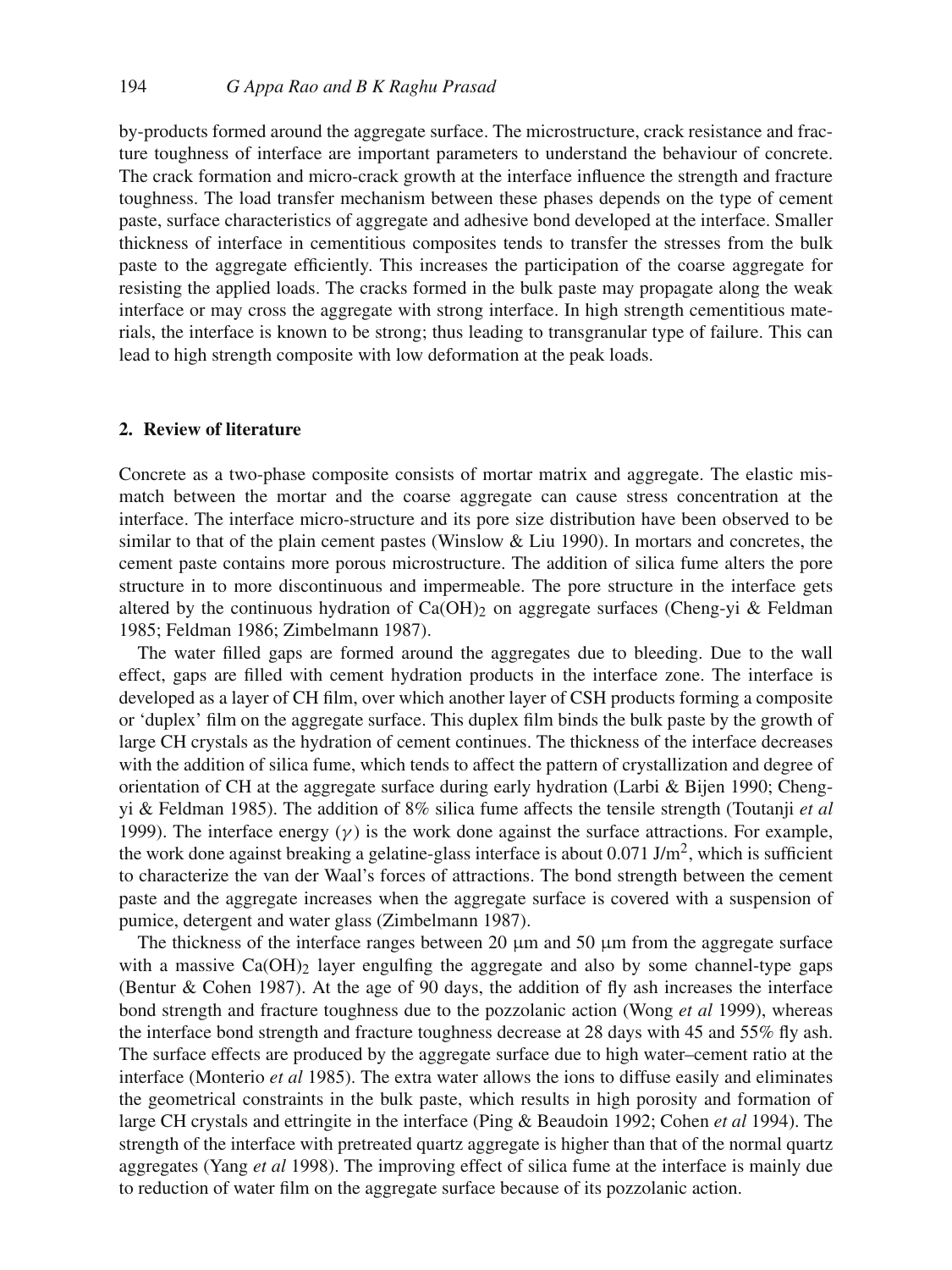by-products formed around the aggregate surface. The microstructure, crack resistance and fracture toughness of interface are important parameters to understand the behaviour of concrete. The crack formation and micro-crack growth at the interface influence the strength and fracture toughness. The load transfer mechanism between these phases depends on the type of cement paste, surface characteristics of aggregate and adhesive bond developed at the interface. Smaller thickness of interface in cementitious composites tends to transfer the stresses from the bulk paste to the aggregate efficiently. This increases the participation of the coarse aggregate for resisting the applied loads. The cracks formed in the bulk paste may propagate along the weak interface or may cross the aggregate with strong interface. In high strength cementitious materials, the interface is known to be strong; thus leading to transgranular type of failure. This can lead to high strength composite with low deformation at the peak loads.

## 2. Review of literature

Concrete as a two-phase composite consists of mortar matrix and aggregate. The elastic mismatch between the mortar and the coarse aggregate can cause stress concentration at the interface. The interface micro-structure and its pore size distribution have been observed to be similar to that of the plain cement pastes (Winslow & Liu 1990). In mortars and concretes, the cement paste contains more porous microstructure. The addition of silica fume alters the pore structure in to more discontinuous and impermeable. The pore structure in the interface gets altered by the continuous hydration of $Ca(OH)_2$ on aggregate surfaces (Cheng-yi & Feldman 1985; Feldman 1986; Zimbelmann 1987).

The water filled gaps are formed around the aggregates due to bleeding. Due to the wall effect, gaps are filled with cement hydration products in the interface zone. The interface is developed as a layer of CH film, over which another layer of CSH products forming a composite or 'duplex' film on the aggregate surface. This duplex film binds the bulk paste by the growth of large CH crystals as the hydration of cement continues. The thickness of the interface decreases with the addition of silica fume, which tends to affect the pattern of crystallization and degree of orientation of CH at the aggregate surface during early hydration (Larbi & Bijen 1990; Cheng-yi & Feldman 1985). The addition of 8% silica fume affects the tensile strength (Toutanji *et al* 1999). The interface energy ($\gamma$) is the work done against the surface attractions. For example, the work done against breaking a gelatine-glass interface is about 0.071 J/m$^2$, which is sufficient to characterize the van der Waal's forces of attractions. The bond strength between the cement paste and the aggregate increases when the aggregate surface is covered with a suspension of pumice, detergent and water glass (Zimbelmann 1987).

The thickness of the interface ranges between 20 $\mu$m and 50 $\mu$m from the aggregate surface with a massive $Ca(OH)_2$ layer engulfing the aggregate and also by some channel-type gaps (Bentur & Cohen 1987). At the age of 90 days, the addition of fly ash increases the interface bond strength and fracture toughness due to the pozzolanic action (Wong *et al* 1999), whereas the interface bond strength and fracture toughness decrease at 28 days with 45 and 55% fly ash. The surface effects are produced by the aggregate surface due to high water–cement ratio at the interface (Monterio *et al* 1985). The extra water allows the ions to diffuse easily and eliminates the geometrical constraints in the bulk paste, which results in high porosity and formation of large CH crystals and ettringite in the interface (Ping & Beaudoin 1992; Cohen *et al* 1994). The strength of the interface with pretreated quartz aggregate is higher than that of the normal quartz aggregates (Yang *et al* 1998). The improving effect of silica fume at the interface is mainly due to reduction of water film on the aggregate surface because of its pozzolanic action.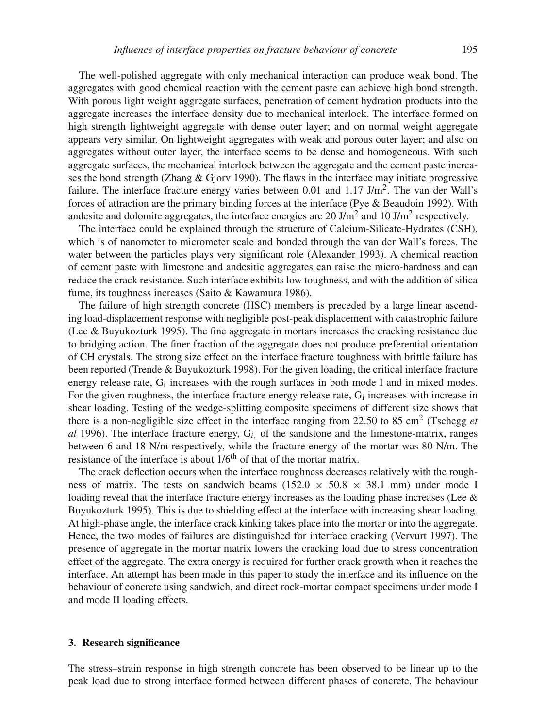The well-polished aggregate with only mechanical interaction can produce weak bond. The aggregates with good chemical reaction with the cement paste can achieve high bond strength. With porous light weight aggregate surfaces, penetration of cement hydration products into the aggregate increases the interface density due to mechanical interlock. The interface formed on high strength lightweight aggregate with dense outer layer; and on normal weight aggregate appears very similar. On lightweight aggregates with weak and porous outer layer; and also on aggregates without outer layer, the interface seems to be dense and homogeneous. With such aggregate surfaces, the mechanical interlock between the aggregate and the cement paste increases the bond strength (Zhang & Gjorv 1990). The flaws in the interface may initiate progressive failure. The interface fracture energy varies between 0.01 and 1.17 $J/m^2$. The van der Wall's forces of attraction are the primary binding forces at the interface (Pye & Beaudoin 1992). With andesite and dolomite aggregates, the interface energies are 20 $J/m^2$ and 10 $J/m^2$ respectively.

The interface could be explained through the structure of Calcium-Silicate-Hydrates (CSH), which is of nanometer to micrometer scale and bonded through the van der Wall's forces. The water between the particles plays very significant role (Alexander 1993). A chemical reaction of cement paste with limestone and andesitic aggregates can raise the micro-hardness and can reduce the crack resistance. Such interface exhibits low toughness, and with the addition of silica fume, its toughness increases (Saito & Kawamura 1986).

The failure of high strength concrete (HSC) members is preceded by a large linear ascending load-displacement response with negligible post-peak displacement with catastrophic failure (Lee & Buyukozturk 1995). The fine aggregate in mortars increases the cracking resistance due to bridging action. The finer fraction of the aggregate does not produce preferential orientation of CH crystals. The strong size effect on the interface fracture toughness with brittle failure has been reported (Trende & Buyukozturk 1998). For the given loading, the critical interface fracture energy release rate, $G_i$ increases with the rough surfaces in both mode I and in mixed modes. For the given roughness, the interface fracture energy release rate, $G_i$ increases with increase in shear loading. Testing of the wedge-splitting composite specimens of different size shows that there is a non-negligible size effect in the interface ranging from 22.50 to 85 $cm^2$ (Tschegg *et al* 1996). The interface fracture energy, $G_i$, of the sandstone and the limestone-matrix, ranges between 6 and 18 N/m respectively, while the fracture energy of the mortar was 80 N/m. The resistance of the interface is about 1/6$^{th}$ of that of the mortar matrix.

The crack deflection occurs when the interface roughness decreases relatively with the roughness of matrix. The tests on sandwich beams ($152.0 \times 50.8 \times 38.1$ mm) under mode I loading reveal that the interface fracture energy increases as the loading phase increases (Lee & Buyukozturk 1995). This is due to shielding effect at the interface with increasing shear loading. At high-phase angle, the interface crack kinking takes place into the mortar or into the aggregate. Hence, the two modes of failures are distinguished for interface cracking (Vervurt 1997). The presence of aggregate in the mortar matrix lowers the cracking load due to stress concentration effect of the aggregate. The extra energy is required for further crack growth when it reaches the interface. An attempt has been made in this paper to study the interface and its influence on the behaviour of concrete using sandwich, and direct rock-mortar compact specimens under mode I and mode II loading effects.

## 3. Research significance

The stress–strain response in high strength concrete has been observed to be linear up to the peak load due to strong interface formed between different phases of concrete. The behaviour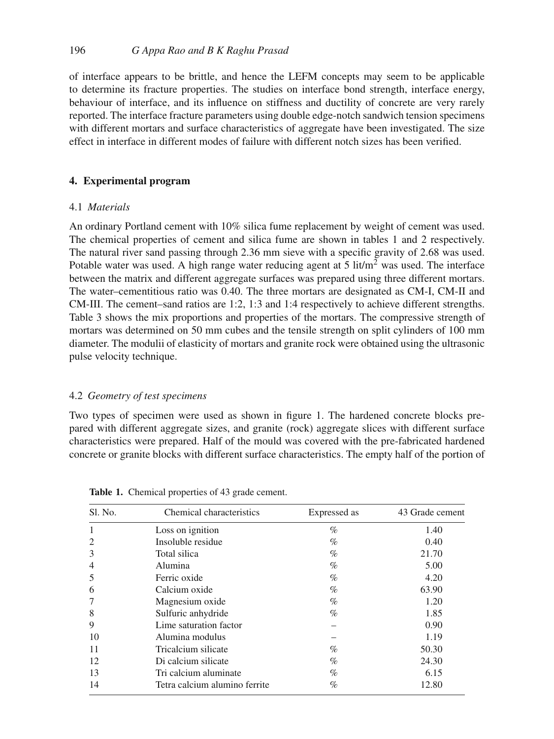of interface appears to be brittle, and hence the LEFM concepts may seem to be applicable to determine its fracture properties. The studies on interface bond strength, interface energy, behaviour of interface, and its influence on stiffness and ductility of concrete are very rarely reported. The interface fracture parameters using double edge-notch sandwich tension specimens with different mortars and surface characteristics of aggregate have been investigated. The size effect in interface in different modes of failure with different notch sizes has been verified.

## 4. Experimental program

### 4.1 *Materials*

An ordinary Portland cement with 10% silica fume replacement by weight of cement was used. The chemical properties of cement and silica fume are shown in tables 1 and 2 respectively. The natural river sand passing through 2.36 mm sieve with a specific gravity of 2.68 was used. Potable water was used. A high range water reducing agent at 5 lit/m$^2$ was used. The interface between the matrix and different aggregate surfaces was prepared using three different mortars. The water–cementitious ratio was 0.40. The three mortars are designated as CM-I, CM-II and CM-III. The cement–sand ratios are 1:2, 1:3 and 1:4 respectively to achieve different strengths. Table 3 shows the mix proportions and properties of the mortars. The compressive strength of mortars was determined on 50 mm cubes and the tensile strength on split cylinders of 100 mm diameter. The modulii of elasticity of mortars and granite rock were obtained using the ultrasonic pulse velocity technique.

### 4.2 *Geometry of test specimens*

Two types of specimen were used as shown in figure 1. The hardened concrete blocks prepared with different aggregate sizes, and granite (rock) aggregate slices with different surface characteristics were prepared. Half of the mould was covered with the pre-fabricated hardened concrete or granite blocks with different surface characteristics. The empty half of the portion of

**Table 1.** Chemical properties of 43 grade cement.

| Sl. No. | Chemical characteristics | Expressed as | 43 Grade cement |
|---|---|---|---|
| 1 | Loss on ignition | % | 1.40 |
| 2 | Insoluble residue | % | 0.40 |
| 3 | Total silica | % | 21.70 |
| 4 | Alumina | % | 5.00 |
| 5 | Ferric oxide | % | 4.20 |
| 6 | Calcium oxide | % | 63.90 |
| 7 | Magnesium oxide | % | 1.20 |
| 8 | Sulfuric anhydride | % | 1.85 |
| 9 | Lime saturation factor | – | 0.90 |
| 10 | Alumina modulus | – | 1.19 |
| 11 | Tricalcium silicate | % | 50.30 |
| 12 | Di calcium silicate | % | 24.30 |
| 13 | Tri calcium aluminate | % | 6.15 |
| 14 | Tetra calcium alumino ferrite | % | 12.80 |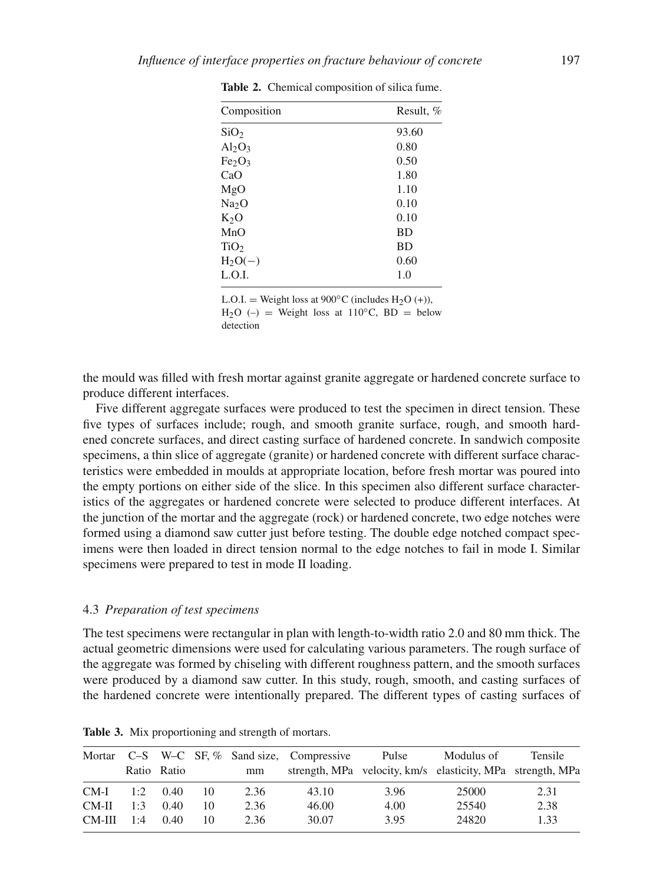**Table 2.** Chemical composition of silica fume.

| Composition | Result, % |
|---|---|
| $SiO_2$ | 93.60 |
| $Al_2O_3$ | 0.80 |
| $Fe_2O_3$ | 0.50 |
| CaO | 1.80 |
| MgO | 1.10 |
| $Na_2O$ | 0.10 |
| $K_2O$ | 0.10 |
| MnO | BD |
| $TiO_2$ | BD |
| $H_2O(-)$ | 0.60 |
| L.O.I. | 1.0 |

L.O.I. = Weight loss at 900°C (includes $H_2O$ (+)), $H_2O$ (–) = Weight loss at 110°C, BD = below detection

the mould was filled with fresh mortar against granite aggregate or hardened concrete surface to produce different interfaces.

Five different aggregate surfaces were produced to test the specimen in direct tension. These five types of surfaces include; rough, and smooth granite surface, rough, and smooth hardened concrete surfaces, and direct casting surface of hardened concrete. In sandwich composite specimens, a thin slice of aggregate (granite) or hardened concrete with different surface characteristics were embedded in moulds at appropriate location, before fresh mortar was poured into the empty portions on either side of the slice. In this specimen also different surface characteristics of the aggregates or hardened concrete were selected to produce different interfaces. At the junction of the mortar and the aggregate (rock) or hardened concrete, two edge notches were formed using a diamond saw cutter just before testing. The double edge notched compact specimens were then loaded in direct tension normal to the edge notches to fail in mode I. Similar specimens were prepared to test in mode II loading.

### 4.3 *Preparation of test specimens*

The test specimens were rectangular in plan with length-to-width ratio 2.0 and 80 mm thick. The actual geometric dimensions were used for calculating various parameters. The rough surface of the aggregate was formed by chiseling with different roughness pattern, and the smooth surfaces were produced by a diamond saw cutter. In this study, rough, smooth, and casting surfaces of the hardened concrete were intentionally prepared. The different types of casting surfaces of

**Table 3.** Mix proportioning and strength of mortars.

| Mortar | C–S Ratio | W–C Ratio | SF, % | Sand size, mm | Compressive strength, MPa | Pulse velocity, km/s | Modulus of elasticity, MPa | Tensile strength, MPa |
|---|---|---|---|---|---|---|---|---|
| CM-I | 1:2 | 0.40 | 10 | 2.36 | 43.10 | 3.96 | 25000 | 2.31 |
| CM-II | 1:3 | 0.40 | 10 | 2.36 | 46.00 | 4.00 | 25540 | 2.38 |
| CM-III | 1:4 | 0.40 | 10 | 2.36 | 30.07 | 3.95 | 24820 | 1.33 |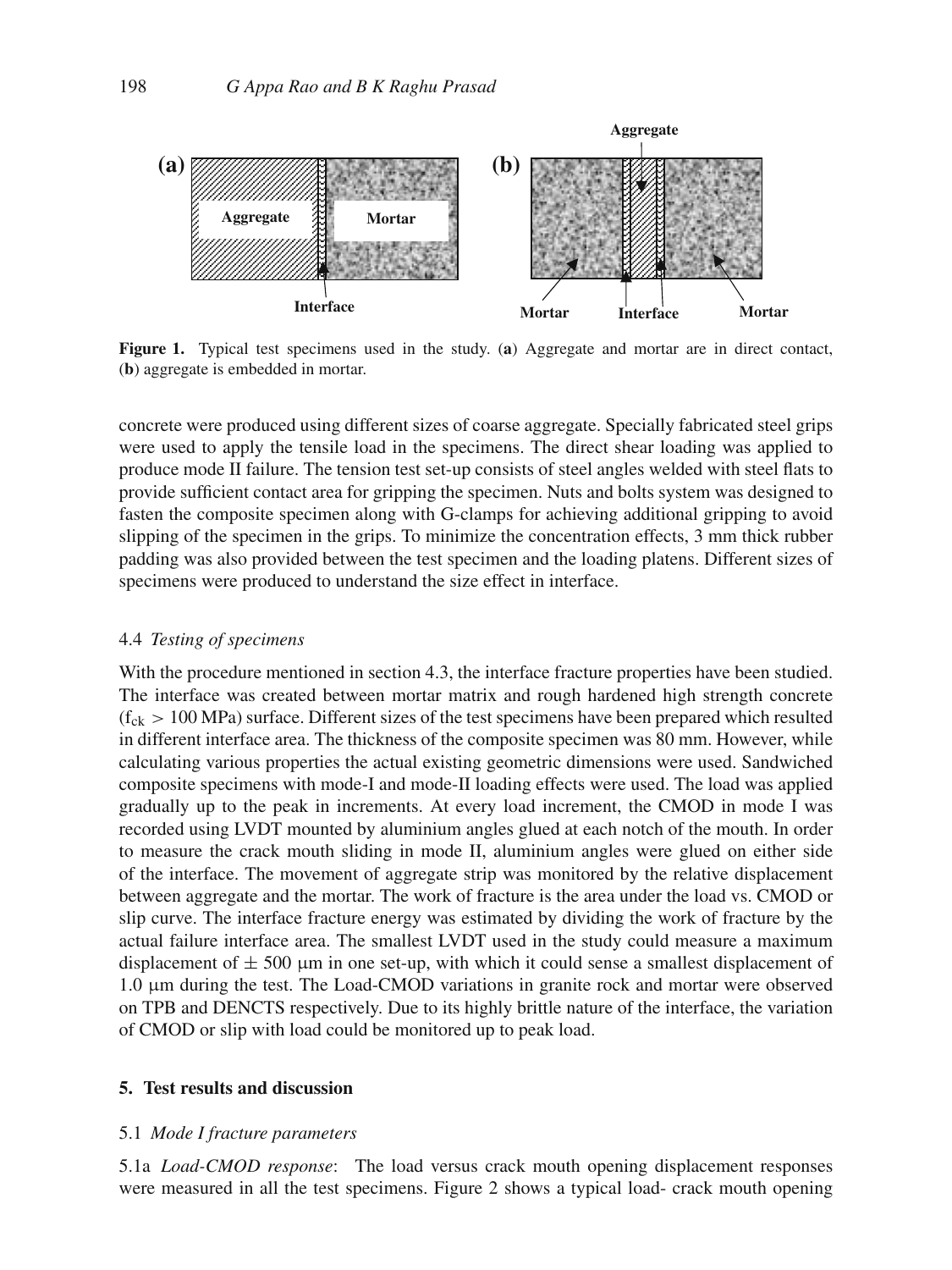**Figure 1.** Typical test specimens used in the study. (**a**) Aggregate and mortar are in direct contact, (**b**) aggregate is embedded in mortar.

concrete were produced using different sizes of coarse aggregate. Specially fabricated steel grips were used to apply the tensile load in the specimens. The direct shear loading was applied to produce mode II failure. The tension test set-up consists of steel angles welded with steel flats to provide sufficient contact area for gripping the specimen. Nuts and bolts system was designed to fasten the composite specimen along with G-clamps for achieving additional gripping to avoid slipping of the specimen in the grips. To minimize the concentration effects, 3 mm thick rubber padding was also provided between the test specimen and the loading platens. Different sizes of specimens were produced to understand the size effect in interface.

### 4.4 *Testing of specimens*

With the procedure mentioned in section 4.3, the interface fracture properties have been studied. The interface was created between mortar matrix and rough hardened high strength concrete ($f_{ck} > 100$ MPa) surface. Different sizes of the test specimens have been prepared which resulted in different interface area. The thickness of the composite specimen was 80 mm. However, while calculating various properties the actual existing geometric dimensions were used. Sandwiched composite specimens with mode-I and mode-II loading effects were used. The load was applied gradually up to the peak in increments. At every load increment, the CMOD in mode I was recorded using LVDT mounted by aluminium angles glued at each notch of the mouth. In order to measure the crack mouth sliding in mode II, aluminium angles were glued on either side of the interface. The movement of aggregate strip was monitored by the relative displacement between aggregate and the mortar. The work of fracture is the area under the load vs. CMOD or slip curve. The interface fracture energy was estimated by dividing the work of fracture by the actual failure interface area. The smallest LVDT used in the study could measure a maximum displacement of $\pm$ 500 μm in one set-up, with which it could sense a smallest displacement of 1.0 μm during the test. The Load-CMOD variations in granite rock and mortar were observed on TPB and DENCTS respectively. Due to its highly brittle nature of the interface, the variation of CMOD or slip with load could be monitored up to peak load.

## 5. Test results and discussion

### 5.1 *Mode I fracture parameters*

5.1a *Load-CMOD response*: The load versus crack mouth opening displacement responses were measured in all the test specimens. Figure 2 shows a typical load- crack mouth opening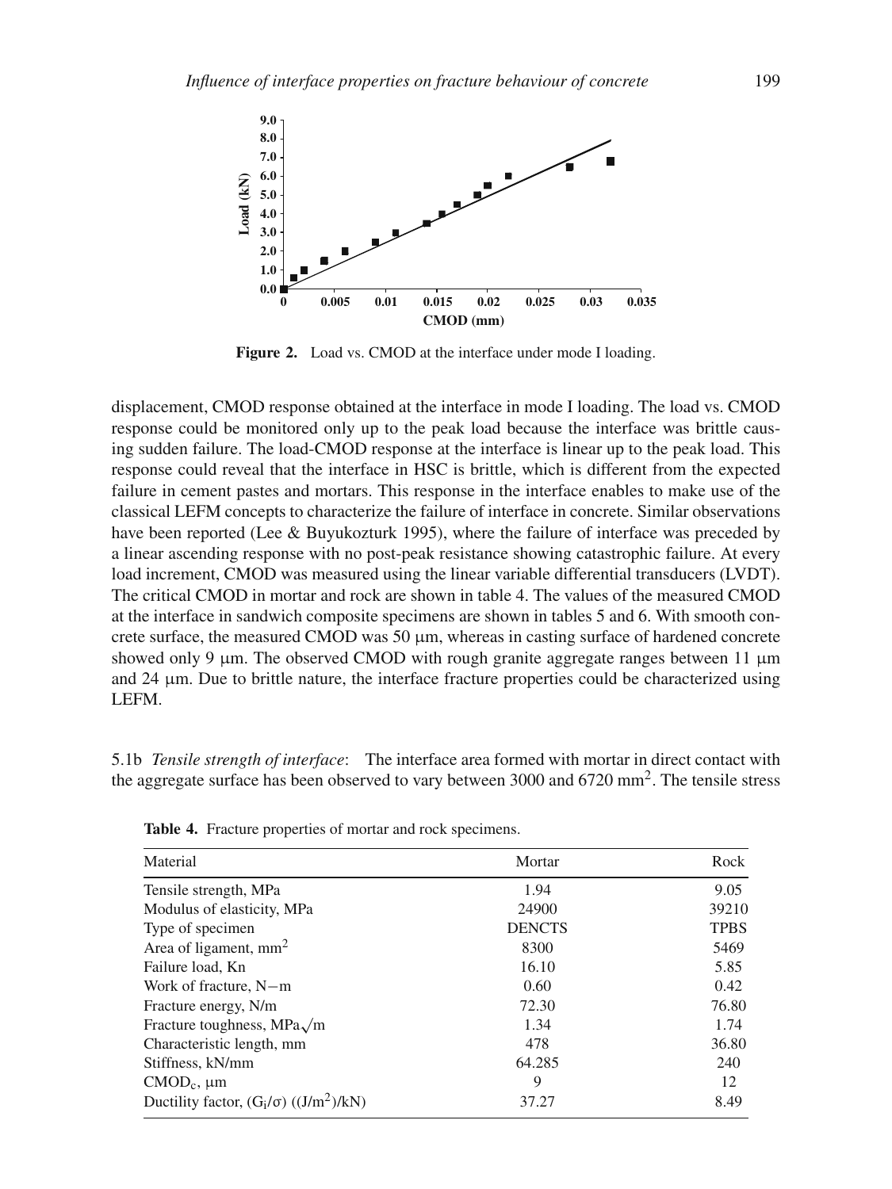**Figure 2.** Load vs. CMOD at the interface under mode I loading.

displacement, CMOD response obtained at the interface in mode I loading. The load vs. CMOD response could be monitored only up to the peak load because the interface was brittle causing sudden failure. The load-CMOD response at the interface is linear up to the peak load. This response could reveal that the interface in HSC is brittle, which is different from the expected failure in cement pastes and mortars. This response in the interface enables to make use of the classical LEFM concepts to characterize the failure of interface in concrete. Similar observations have been reported (Lee & Buyukozturk 1995), where the failure of interface was preceded by a linear ascending response with no post-peak resistance showing catastrophic failure. At every load increment, CMOD was measured using the linear variable differential transducers (LVDT). The critical CMOD in mortar and rock are shown in table 4. The values of the measured CMOD at the interface in sandwich composite specimens are shown in tables 5 and 6. With smooth concrete surface, the measured CMOD was 50 μm, whereas in casting surface of hardened concrete showed only 9 μm. The observed CMOD with rough granite aggregate ranges between 11 μm and 24 μm. Due to brittle nature, the interface fracture properties could be characterized using LEFM.

5.1b *Tensile strength of interface*: The interface area formed with mortar in direct contact with the aggregate surface has been observed to vary between 3000 and 6720 mm$^2$. The tensile stress

**Table 4.** Fracture properties of mortar and rock specimens.

| Material | Mortar | Rock |
|---|---|---|
| Tensile strength, MPa | 1.94 | 9.05 |
| Modulus of elasticity, MPa | 24900 | 39210 |
| Type of specimen | DENCTS | TPBS |
| Area of ligament, mm$^2$ | 8300 | 5469 |
| Failure load, Kn | 16.10 | 5.85 |
| Work of fracture, N−m | 0.60 | 0.42 |
| Fracture energy, N/m | 72.30 | 76.80 |
| Fracture toughness, MPa$\sqrt{m}$ | 1.34 | 1.74 |
| Characteristic length, mm | 478 | 36.80 |
| Stiffness, kN/mm | 64.285 | 240 |
| $CMOD_c$, μm | 9 | 12 |
| Ductility factor, $(G_i/\sigma)$ ((J/m$^2$)/kN) | 37.27 | 8.49 |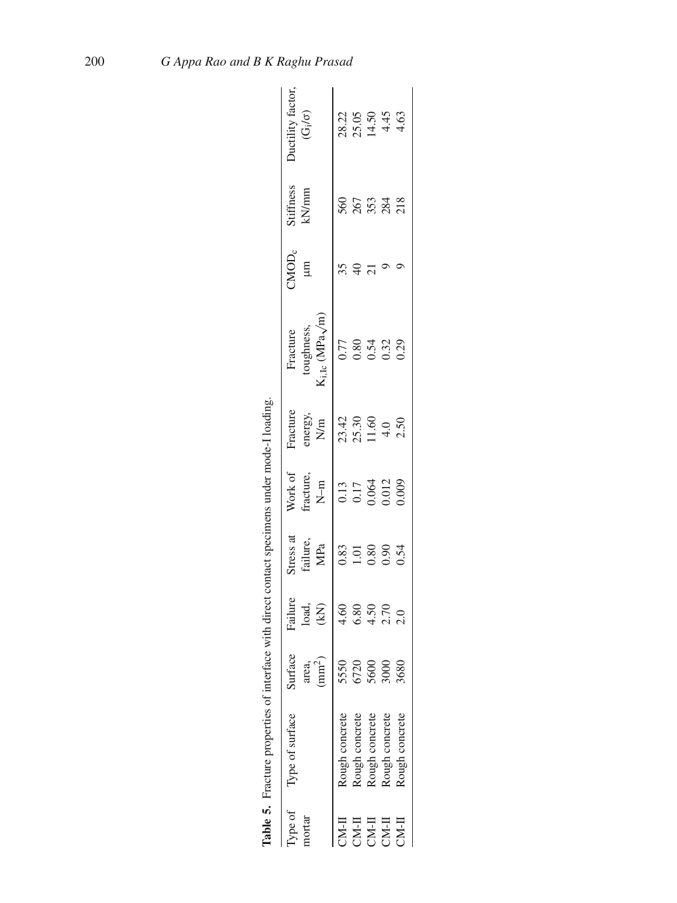**Table 5.** Fracture properties of interface with direct contact specimens under mode-I loading.

| Type of mortar | Type of surface | Surface area, ($mm^2$) | Failure load, (kN) | Stress at failure, MPa | Work of fracture, N–m | Fracture energy, N/m | Fracture toughness, $K_{i,Ic}$ (MPa$\sqrt{m}$) | $CMOD_c$ µm | Stiffness kN/mm | Ductility factor, ($G_i/\sigma$) |
|---|---|---|---|---|---|---|---|---|---|---|
| CM-II | Rough concrete | 5550 | 4.60 | 0.83 | 0.13 | 23.42 | 0.77 | 35 | 560 | 28.22 |
| CM-II | Rough concrete | 6720 | 6.80 | 1.01 | 0.17 | 25.30 | 0.80 | 40 | 267 | 25.05 |
| CM-II | Rough concrete | 5600 | 4.50 | 0.80 | 0.064 | 11.60 | 0.54 | 21 | 353 | 14.50 |
| CM-II | Rough concrete | 3000 | 2.70 | 0.90 | 0.012 | 4.0 | 0.32 | 9 | 284 | 4.45 |
| CM-II | Rough concrete | 3680 | 2.0 | 0.54 | 0.009 | 2.50 | 0.29 | 9 | 218 | 4.63 |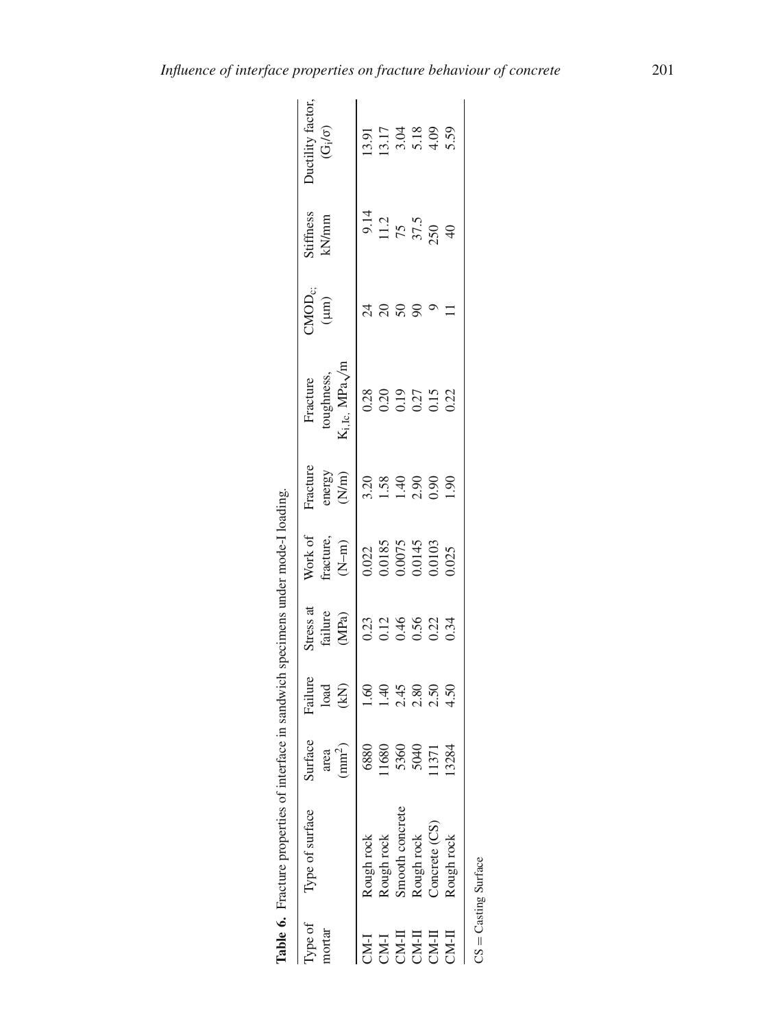**Table 6.** Fracture properties of interface in sandwich specimens under mode-I loading.

| Type of mortar | Type of surface | Surface area ($mm^2$) | Failure load (kN) | Stress at failure (MPa) | Work of fracture, (N–m) | Fracture energy (N/m) | Fracture toughness, $K_{i,Ic}$, $MPa\sqrt{m}$ | $CMOD_{ci}$ (μm) | Stiffness kN/mm | Ductility factor, $(G_i/\sigma)$ |
|---|---|---|---|---|---|---|---|---|---|---|
| CM-I | Rough rock | 6880 | 1.60 | 0.23 | 0.022 | 3.20 | 0.28 | 24 | 9.14 | 13.91 |
| CM-I | Rough rock | 11680 | 1.40 | 0.12 | 0.0185 | 1.58 | 0.20 | 20 | 11.2 | 13.17 |
| CM-II | Smooth concrete | 5360 | 2.45 | 0.46 | 0.0075 | 1.40 | 0.19 | 50 | 75 | 3.04 |
| CM-II | Rough rock | 5040 | 2.80 | 0.56 | 0.0145 | 2.90 | 0.27 | 90 | 37.5 | 5.18 |
| CM-II | Concrete (CS) | 11371 | 2.50 | 0.22 | 0.0103 | 0.90 | 0.15 | 9 | 250 | 4.09 |
| CM-II | Rough rock | 13284 | 4.50 | 0.34 | 0.025 | 1.90 | 0.22 | 11 | 40 | 5.59 |

CS = Casting Surface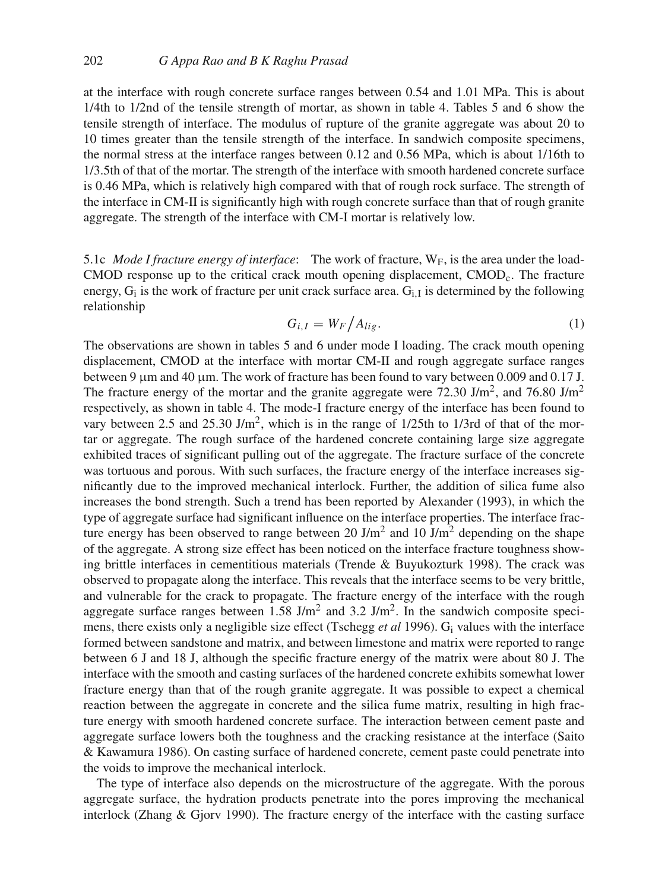at the interface with rough concrete surface ranges between 0.54 and 1.01 MPa. This is about 1/4th to 1/2nd of the tensile strength of mortar, as shown in table 4. Tables 5 and 6 show the tensile strength of interface. The modulus of rupture of the granite aggregate was about 20 to 10 times greater than the tensile strength of the interface. In sandwich composite specimens, the normal stress at the interface ranges between 0.12 and 0.56 MPa, which is about 1/16th to 1/3.5th of that of the mortar. The strength of the interface with smooth hardened concrete surface is 0.46 MPa, which is relatively high compared with that of rough rock surface. The strength of the interface in CM-II is significantly high with rough concrete surface than that of rough granite aggregate. The strength of the interface with CM-I mortar is relatively low.

5.1c *Mode I fracture energy of interface*: The work of fracture, $W_F$, is the area under the load-CMOD response up to the critical crack mouth opening displacement, $CMOD_c$. The fracture energy, $G_i$ is the work of fracture per unit crack surface area. $G_{i,I}$ is determined by the following relationship

$$G_{i,I} = W_F / A_{lig}. \tag{1}$$

The observations are shown in tables 5 and 6 under mode I loading. The crack mouth opening displacement, CMOD at the interface with mortar CM-II and rough aggregate surface ranges between 9 μm and 40 μm. The work of fracture has been found to vary between 0.009 and 0.17 J. The fracture energy of the mortar and the granite aggregate were 72.30 J/m$^2$, and 76.80 J/m$^2$ respectively, as shown in table 4. The mode-I fracture energy of the interface has been found to vary between 2.5 and 25.30 J/m$^2$, which is in the range of 1/25th to 1/3rd of that of the mortar or aggregate. The rough surface of the hardened concrete containing large size aggregate exhibited traces of significant pulling out of the aggregate. The fracture surface of the concrete was tortuous and porous. With such surfaces, the fracture energy of the interface increases significantly due to the improved mechanical interlock. Further, the addition of silica fume also increases the bond strength. Such a trend has been reported by Alexander (1993), in which the type of aggregate surface had significant influence on the interface properties. The interface fracture energy has been observed to range between 20 J/m$^2$ and 10 J/m$^2$ depending on the shape of the aggregate. A strong size effect has been noticed on the interface fracture toughness showing brittle interfaces in cementitious materials (Trende & Buyukozturk 1998). The crack was observed to propagate along the interface. This reveals that the interface seems to be very brittle, and vulnerable for the crack to propagate. The fracture energy of the interface with the rough aggregate surface ranges between 1.58 J/m$^2$ and 3.2 J/m$^2$. In the sandwich composite specimens, there exists only a negligible size effect (Tschegg *et al* 1996). $G_i$ values with the interface formed between sandstone and matrix, and between limestone and matrix were reported to range between 6 J and 18 J, although the specific fracture energy of the matrix were about 80 J. The interface with the smooth and casting surfaces of the hardened concrete exhibits somewhat lower fracture energy than that of the rough granite aggregate. It was possible to expect a chemical reaction between the aggregate in concrete and the silica fume matrix, resulting in high fracture energy with smooth hardened concrete surface. The interaction between cement paste and aggregate surface lowers both the toughness and the cracking resistance at the interface (Saito & Kawamura 1986). On casting surface of hardened concrete, cement paste could penetrate into the voids to improve the mechanical interlock.

The type of interface also depends on the microstructure of the aggregate. With the porous aggregate surface, the hydration products penetrate into the pores improving the mechanical interlock (Zhang & Gjorv 1990). The fracture energy of the interface with the casting surface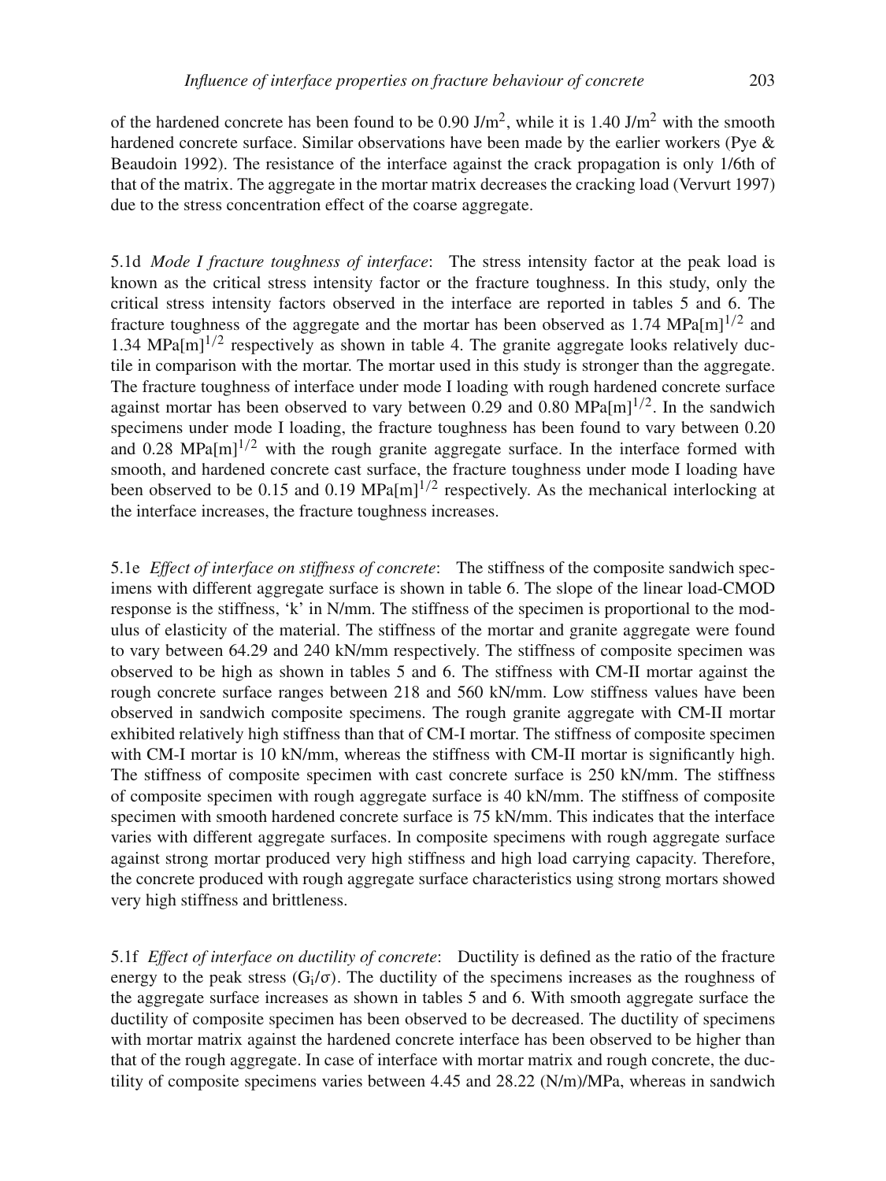of the hardened concrete has been found to be 0.90 J/m$^2$, while it is 1.40 J/m$^2$ with the smooth hardened concrete surface. Similar observations have been made by the earlier workers (Pye & Beaudoin 1992). The resistance of the interface against the crack propagation is only 1/6th of that of the matrix. The aggregate in the mortar matrix decreases the cracking load (Vervurt 1997) due to the stress concentration effect of the coarse aggregate.

5.1d *Mode I fracture toughness of interface*: The stress intensity factor at the peak load is known as the critical stress intensity factor or the fracture toughness. In this study, only the critical stress intensity factors observed in the interface are reported in tables 5 and 6. The fracture toughness of the aggregate and the mortar has been observed as 1.74 MPa[m]$^{1/2}$ and 1.34 MPa[m]$^{1/2}$ respectively as shown in table 4. The granite aggregate looks relatively ductile in comparison with the mortar. The mortar used in this study is stronger than the aggregate. The fracture toughness of interface under mode I loading with rough hardened concrete surface against mortar has been observed to vary between 0.29 and 0.80 MPa[m]$^{1/2}$. In the sandwich specimens under mode I loading, the fracture toughness has been found to vary between 0.20 and 0.28 MPa[m]$^{1/2}$ with the rough granite aggregate surface. In the interface formed with smooth, and hardened concrete cast surface, the fracture toughness under mode I loading have been observed to be 0.15 and 0.19 MPa[m]$^{1/2}$ respectively. As the mechanical interlocking at the interface increases, the fracture toughness increases.

5.1e *Effect of interface on stiffness of concrete*: The stiffness of the composite sandwich specimens with different aggregate surface is shown in table 6. The slope of the linear load-CMOD response is the stiffness, 'k' in N/mm. The stiffness of the specimen is proportional to the modulus of elasticity of the material. The stiffness of the mortar and granite aggregate were found to vary between 64.29 and 240 kN/mm respectively. The stiffness of composite specimen was observed to be high as shown in tables 5 and 6. The stiffness with CM-II mortar against the rough concrete surface ranges between 218 and 560 kN/mm. Low stiffness values have been observed in sandwich composite specimens. The rough granite aggregate with CM-II mortar exhibited relatively high stiffness than that of CM-I mortar. The stiffness of composite specimen with CM-I mortar is 10 kN/mm, whereas the stiffness with CM-II mortar is significantly high. The stiffness of composite specimen with cast concrete surface is 250 kN/mm. The stiffness of composite specimen with rough aggregate surface is 40 kN/mm. The stiffness of composite specimen with smooth hardened concrete surface is 75 kN/mm. This indicates that the interface varies with different aggregate surfaces. In composite specimens with rough aggregate surface against strong mortar produced very high stiffness and high load carrying capacity. Therefore, the concrete produced with rough aggregate surface characteristics using strong mortars showed very high stiffness and brittleness.

5.1f *Effect of interface on ductility of concrete*: Ductility is defined as the ratio of the fracture energy to the peak stress ($G_i/\sigma$). The ductility of the specimens increases as the roughness of the aggregate surface increases as shown in tables 5 and 6. With smooth aggregate surface the ductility of composite specimen has been observed to be decreased. The ductility of specimens with mortar matrix against the hardened concrete interface has been observed to be higher than that of the rough aggregate. In case of interface with mortar matrix and rough concrete, the ductility of composite specimens varies between 4.45 and 28.22 (N/m)/MPa, whereas in sandwich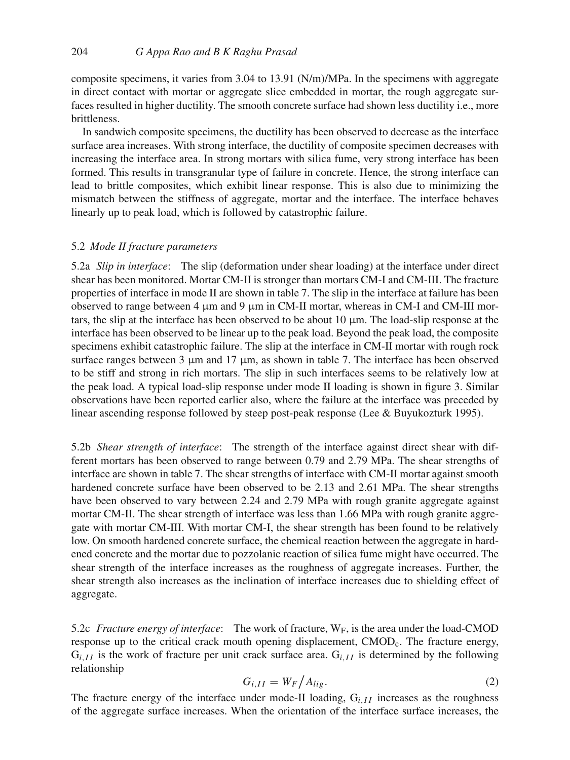composite specimens, it varies from 3.04 to 13.91 (N/m)/MPa. In the specimens with aggregate in direct contact with mortar or aggregate slice embedded in mortar, the rough aggregate surfaces resulted in higher ductility. The smooth concrete surface had shown less ductility i.e., more brittleness.

In sandwich composite specimens, the ductility has been observed to decrease as the interface surface area increases. With strong interface, the ductility of composite specimen decreases with increasing the interface area. In strong mortars with silica fume, very strong interface has been formed. This results in transgranular type of failure in concrete. Hence, the strong interface can lead to brittle composites, which exhibit linear response. This is also due to minimizing the mismatch between the stiffness of aggregate, mortar and the interface. The interface behaves linearly up to peak load, which is followed by catastrophic failure.

### 5.2 *Mode II fracture parameters*

5.2a *Slip in interface*: The slip (deformation under shear loading) at the interface under direct shear has been monitored. Mortar CM-II is stronger than mortars CM-I and CM-III. The fracture properties of interface in mode II are shown in table 7. The slip in the interface at failure has been observed to range between 4 μm and 9 μm in CM-II mortar, whereas in CM-I and CM-III mortars, the slip at the interface has been observed to be about 10 μm. The load-slip response at the interface has been observed to be linear up to the peak load. Beyond the peak load, the composite specimens exhibit catastrophic failure. The slip at the interface in CM-II mortar with rough rock surface ranges between 3 μm and 17 μm, as shown in table 7. The interface has been observed to be stiff and strong in rich mortars. The slip in such interfaces seems to be relatively low at the peak load. A typical load-slip response under mode II loading is shown in figure 3. Similar observations have been reported earlier also, where the failure at the interface was preceded by linear ascending response followed by steep post-peak response (Lee & Buyukozturk 1995).

5.2b *Shear strength of interface*: The strength of the interface against direct shear with different mortars has been observed to range between 0.79 and 2.79 MPa. The shear strengths of interface are shown in table 7. The shear strengths of interface with CM-II mortar against smooth hardened concrete surface have been observed to be 2.13 and 2.61 MPa. The shear strengths have been observed to vary between 2.24 and 2.79 MPa with rough granite aggregate against mortar CM-II. The shear strength of interface was less than 1.66 MPa with rough granite aggregate with mortar CM-III. With mortar CM-I, the shear strength has been found to be relatively low. On smooth hardened concrete surface, the chemical reaction between the aggregate in hardened concrete and the mortar due to pozzolanic reaction of silica fume might have occurred. The shear strength of the interface increases as the roughness of aggregate increases. Further, the shear strength also increases as the inclination of interface increases due to shielding effect of aggregate.

5.2c *Fracture energy of interface*: The work of fracture, $W_F$, is the area under the load-CMOD response up to the critical crack mouth opening displacement, $CMOD_c$. The fracture energy, $G_{i,II}$ is the work of fracture per unit crack surface area. $G_{i,II}$ is determined by the following relationship

$$G_{i,II} = W_F / A_{lig}. \tag{2}$$

The fracture energy of the interface under mode-II loading, $G_{i,II}$ increases as the roughness of the aggregate surface increases. When the orientation of the interface surface increases, the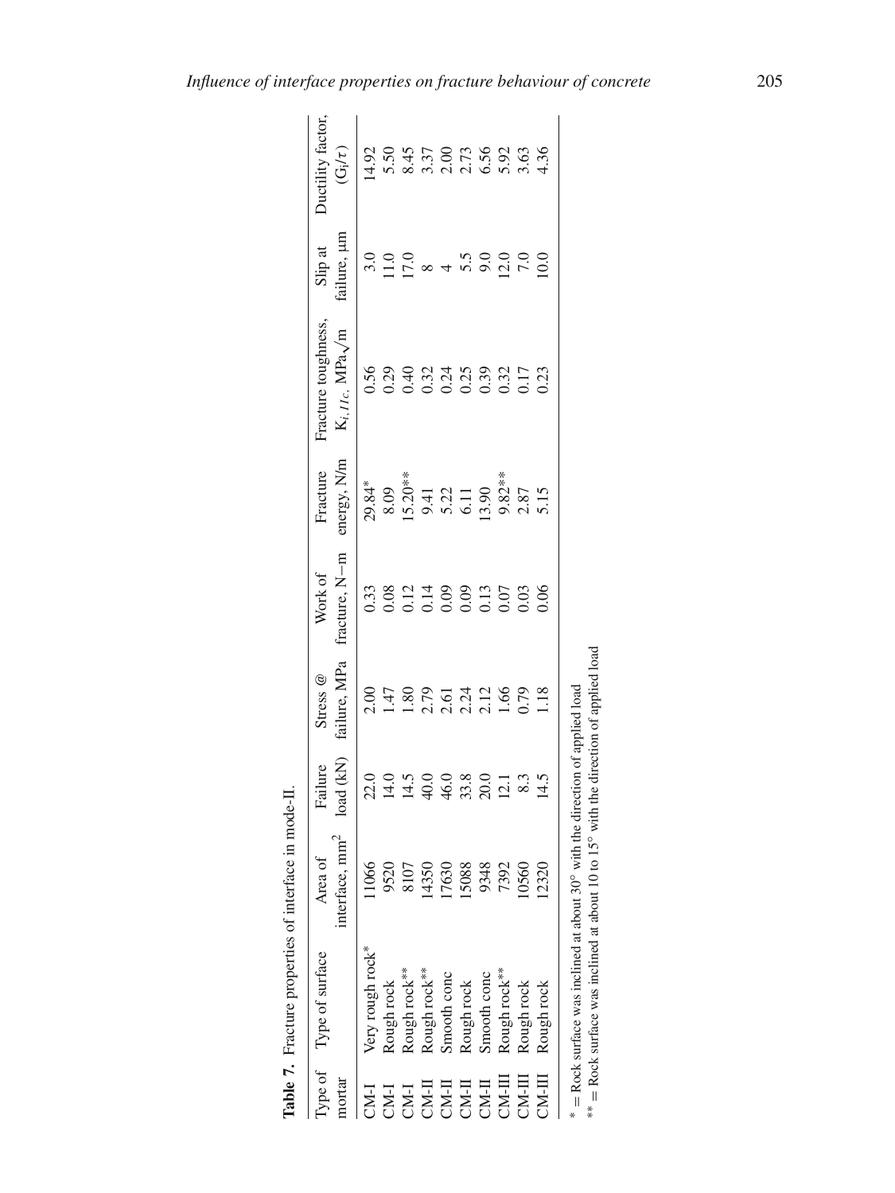**Table 7.** Fracture properties of interface in mode-II.

| Type of mortar | Type of surface | Area of interface, $mm^2$ | Failure load (kN) | Stress @ failure, MPa | Work of fracture, N−m | Fracture energy, N/m | Fracture toughness, $K_{i,IIc}$, $MPa\sqrt{m}$ | Slip at failure, μm | Ductility factor, $(G_i/\tau)$ |
|---|---|---|---|---|---|---|---|---|---|
| CM-I | Very rough rock* | 11066 | 22.0 | 2.00 | 0.33 | 29.84* | 0.56 | 3.0 | 14.92 |
| CM-I | Rough rock | 9520 | 14.0 | 1.47 | 0.08 | 8.09 | 0.29 | 11.0 | 5.50 |
| CM-I | Rough rock** | 8107 | 14.5 | 1.80 | 0.12 | 15.20** | 0.40 | 17.0 | 8.45 |
| CM-II | Rough rock** | 14350 | 40.0 | 2.79 | 0.14 | 9.41 | 0.32 | 8 | 3.37 |
| CM-II | Smooth conc | 17630 | 46.0 | 2.61 | 0.09 | 5.22 | 0.24 | 4 | 2.00 |
| CM-II | Rough rock | 15088 | 33.8 | 2.24 | 0.09 | 6.11 | 0.25 | 5.5 | 2.73 |
| CM-II | Smooth conc | 9348 | 20.0 | 2.12 | 0.13 | 13.90 | 0.39 | 9.0 | 6.56 |
| CM-III | Rough rock** | 7392 | 12.1 | 1.66 | 0.07 | 9.82** | 0.32 | 12.0 | 5.92 |
| CM-III | Rough rock | 10560 | 8.3 | 0.79 | 0.03 | 2.87 | 0.17 | 7.0 | 3.63 |
| CM-III | Rough rock | 12320 | 14.5 | 1.18 | 0.06 | 5.15 | 0.23 | 10.0 | 4.36 |

* = Rock surface was inclined at about 30° with the direction of applied load
** = Rock surface was inclined at about 10 to 15° with the direction of applied load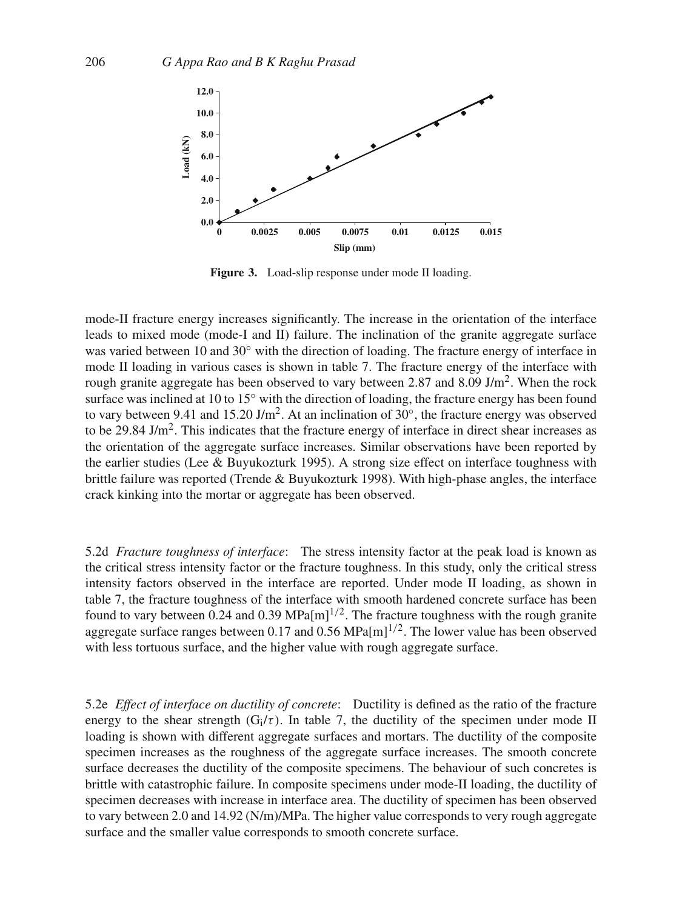Figure 3. Load-slip response under mode II loading.

mode-II fracture energy increases significantly. The increase in the orientation of the interface leads to mixed mode (mode-I and II) failure. The inclination of the granite aggregate surface was varied between 10 and 30° with the direction of loading. The fracture energy of interface in mode II loading in various cases is shown in table 7. The fracture energy of the interface with rough granite aggregate has been observed to vary between 2.87 and 8.09 J/m$^2$. When the rock surface was inclined at 10 to 15° with the direction of loading, the fracture energy has been found to vary between 9.41 and 15.20 J/m$^2$. At an inclination of 30°, the fracture energy was observed to be 29.84 J/m$^2$. This indicates that the fracture energy of interface in direct shear increases as the orientation of the aggregate surface increases. Similar observations have been reported by the earlier studies (Lee & Buyukozturk 1995). A strong size effect on interface toughness with brittle failure was reported (Trende & Buyukozturk 1998). With high-phase angles, the interface crack kinking into the mortar or aggregate has been observed.

5.2d *Fracture toughness of interface*: The stress intensity factor at the peak load is known as the critical stress intensity factor or the fracture toughness. In this study, only the critical stress intensity factors observed in the interface are reported. Under mode II loading, as shown in table 7, the fracture toughness of the interface with smooth hardened concrete surface has been found to vary between 0.24 and 0.39 MPa[m]$^{1/2}$. The fracture toughness with the rough granite aggregate surface ranges between 0.17 and 0.56 MPa[m]$^{1/2}$. The lower value has been observed with less tortuous surface, and the higher value with rough aggregate surface.

5.2e *Effect of interface on ductility of concrete*: Ductility is defined as the ratio of the fracture energy to the shear strength ($G_i/\tau$). In table 7, the ductility of the specimen under mode II loading is shown with different aggregate surfaces and mortars. The ductility of the composite specimen increases as the roughness of the aggregate surface increases. The smooth concrete surface decreases the ductility of the composite specimens. The behaviour of such concretes is brittle with catastrophic failure. In composite specimens under mode-II loading, the ductility of specimen decreases with increase in interface area. The ductility of specimen has been observed to vary between 2.0 and 14.92 (N/m)/MPa. The higher value corresponds to very rough aggregate surface and the smaller value corresponds to smooth concrete surface.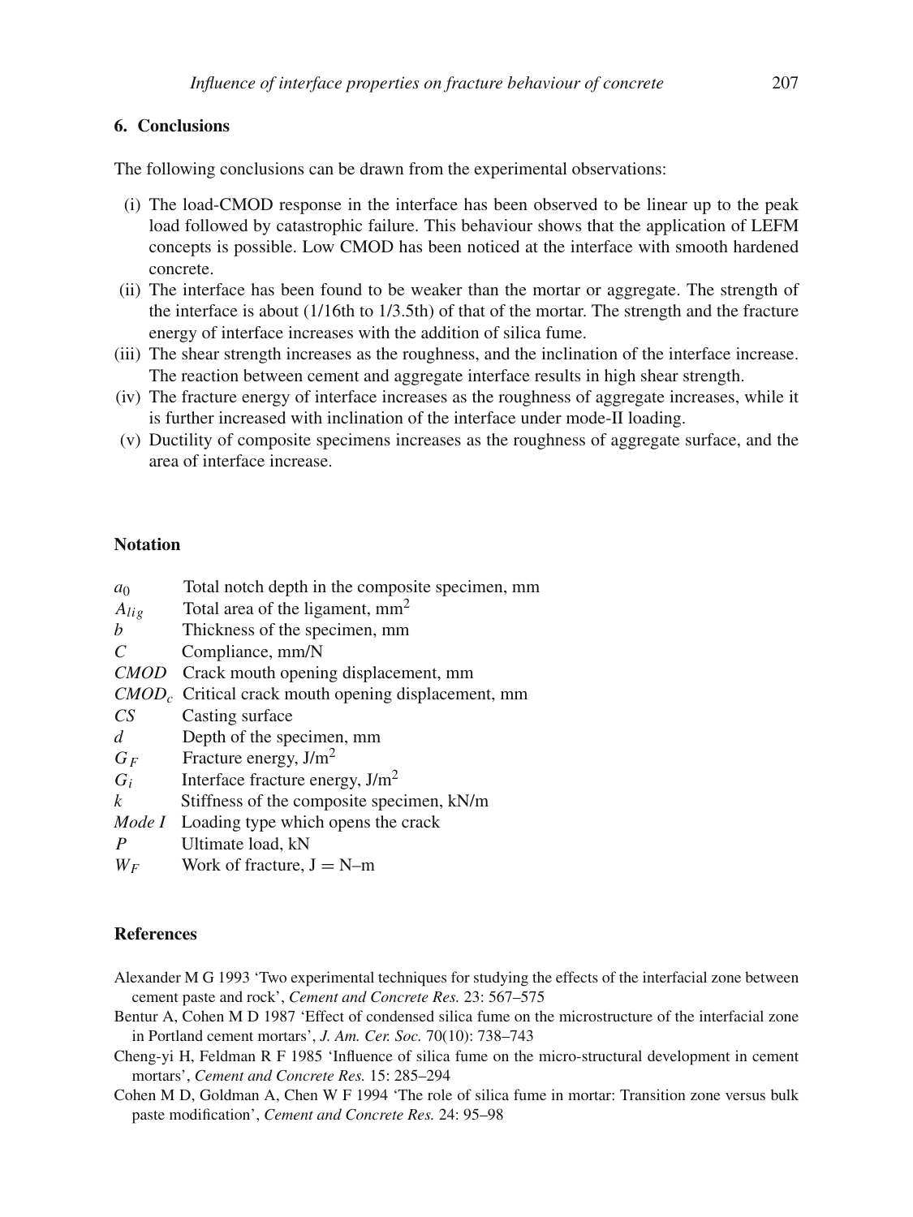## 6. Conclusions

The following conclusions can be drawn from the experimental observations:

(i) The load-CMOD response in the interface has been observed to be linear up to the peak load followed by catastrophic failure. This behaviour shows that the application of LEFM concepts is possible. Low CMOD has been noticed at the interface with smooth hardened concrete.

(ii) The interface has been found to be weaker than the mortar or aggregate. The strength of the interface is about (1/16th to 1/3.5th) of that of the mortar. The strength and the fracture energy of interface increases with the addition of silica fume.

(iii) The shear strength increases as the roughness, and the inclination of the interface increase. The reaction between cement and aggregate interface results in high shear strength.

(iv) The fracture energy of interface increases as the roughness of aggregate increases, while it is further increased with inclination of the interface under mode-II loading.

(v) Ductility of composite specimens increases as the roughness of aggregate surface, and the area of interface increase.

## Notation

| | |
|---|---|
| $a_0$ | Total notch depth in the composite specimen, mm |
| $A_{lig}$ | Total area of the ligament, mm$^2$ |
| $b$ | Thickness of the specimen, mm |
| $C$ | Compliance, mm/N |
| $CMOD$ | Crack mouth opening displacement, mm |
| $CMOD_c$ | Critical crack mouth opening displacement, mm |
| $CS$ | Casting surface |
| $d$ | Depth of the specimen, mm |
| $G_F$ | Fracture energy, J/m$^2$ |
| $G_i$ | Interface fracture energy, J/m$^2$ |
| $k$ | Stiffness of the composite specimen, kN/m |
| *Mode I* | Loading type which opens the crack |
| $P$ | Ultimate load, kN |
| $W_F$ | Work of fracture, J = N–m |

## References

Alexander M G 1993 'Two experimental techniques for studying the effects of the interfacial zone between cement paste and rock', *Cement and Concrete Res.* 23: 567–575

Bentur A, Cohen M D 1987 'Effect of condensed silica fume on the microstructure of the interfacial zone in Portland cement mortars', *J. Am. Cer. Soc.* 70(10): 738–743

Cheng-yi H, Feldman R F 1985 'Influence of silica fume on the micro-structural development in cement mortars', *Cement and Concrete Res.* 15: 285–294

Cohen M D, Goldman A, Chen W F 1994 'The role of silica fume in mortar: Transition zone versus bulk paste modification', *Cement and Concrete Res.* 24: 95–98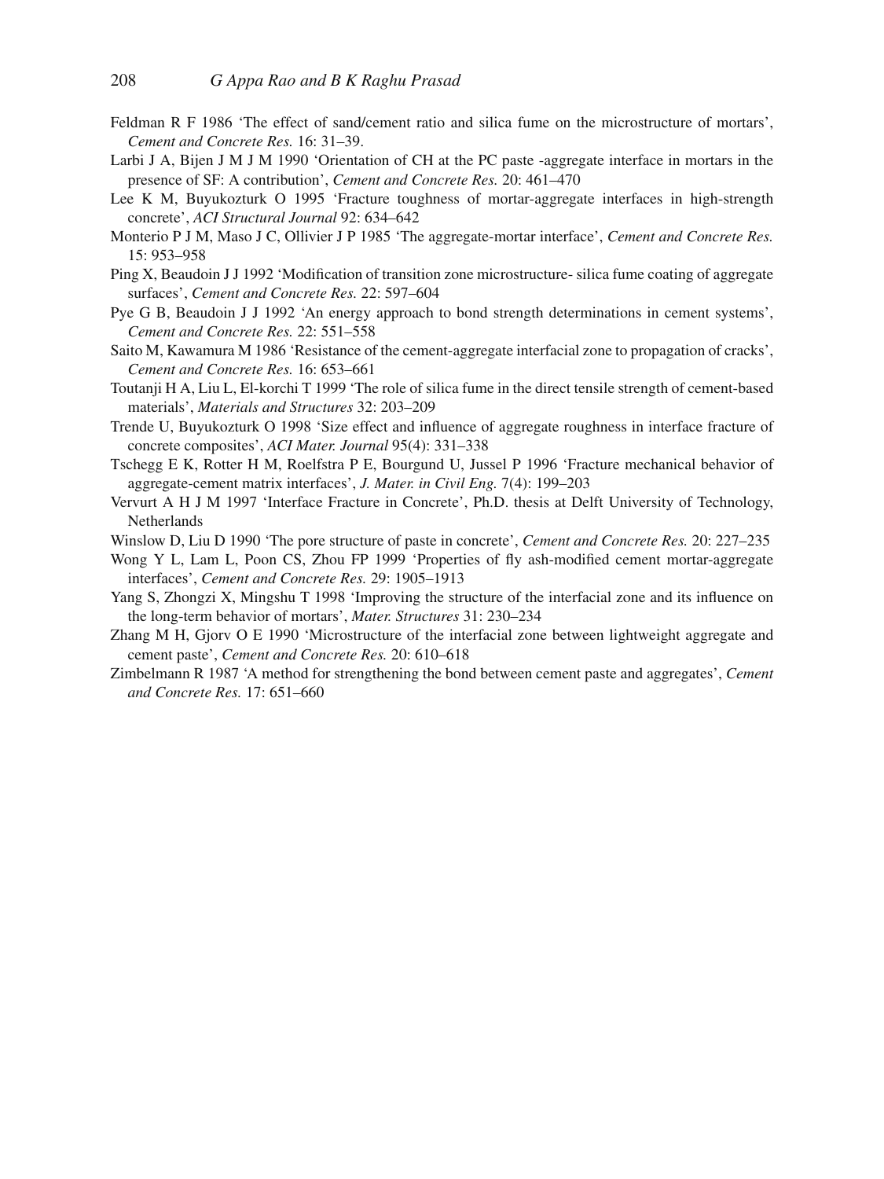Feldman R F 1986 'The effect of sand/cement ratio and silica fume on the microstructure of mortars', *Cement and Concrete Res.* 16: 31–39.

Larbi J A, Bijen J M J M 1990 'Orientation of CH at the PC paste -aggregate interface in mortars in the presence of SF: A contribution', *Cement and Concrete Res.* 20: 461–470

Lee K M, Buyukozturk O 1995 'Fracture toughness of mortar-aggregate interfaces in high-strength concrete', *ACI Structural Journal* 92: 634–642

Monterio P J M, Maso J C, Ollivier J P 1985 'The aggregate-mortar interface', *Cement and Concrete Res.* 15: 953–958

Ping X, Beaudoin J J 1992 'Modification of transition zone microstructure- silica fume coating of aggregate surfaces', *Cement and Concrete Res.* 22: 597–604

Pye G B, Beaudoin J J 1992 'An energy approach to bond strength determinations in cement systems', *Cement and Concrete Res.* 22: 551–558

Saito M, Kawamura M 1986 'Resistance of the cement-aggregate interfacial zone to propagation of cracks', *Cement and Concrete Res.* 16: 653–661

Toutanji H A, Liu L, El-korchi T 1999 'The role of silica fume in the direct tensile strength of cement-based materials', *Materials and Structures* 32: 203–209

Trende U, Buyukozturk O 1998 'Size effect and influence of aggregate roughness in interface fracture of concrete composites', *ACI Mater. Journal* 95(4): 331–338

Tschegg E K, Rotter H M, Roelfstra P E, Bourgund U, Jussel P 1996 'Fracture mechanical behavior of aggregate-cement matrix interfaces', *J. Mater. in Civil Eng.* 7(4): 199–203

Vervurt A H J M 1997 'Interface Fracture in Concrete', Ph.D. thesis at Delft University of Technology, Netherlands

Winslow D, Liu D 1990 'The pore structure of paste in concrete', *Cement and Concrete Res.* 20: 227–235

Wong Y L, Lam L, Poon CS, Zhou FP 1999 'Properties of fly ash-modified cement mortar-aggregate interfaces', *Cement and Concrete Res.* 29: 1905–1913

Yang S, Zhongzi X, Mingshu T 1998 'Improving the structure of the interfacial zone and its influence on the long-term behavior of mortars', *Mater. Structures* 31: 230–234

Zhang M H, Gjorv O E 1990 'Microstructure of the interfacial zone between lightweight aggregate and cement paste', *Cement and Concrete Res.* 20: 610–618

Zimbelmann R 1987 'A method for strengthening the bond between cement paste and aggregates', *Cement and Concrete Res.* 17: 651–660